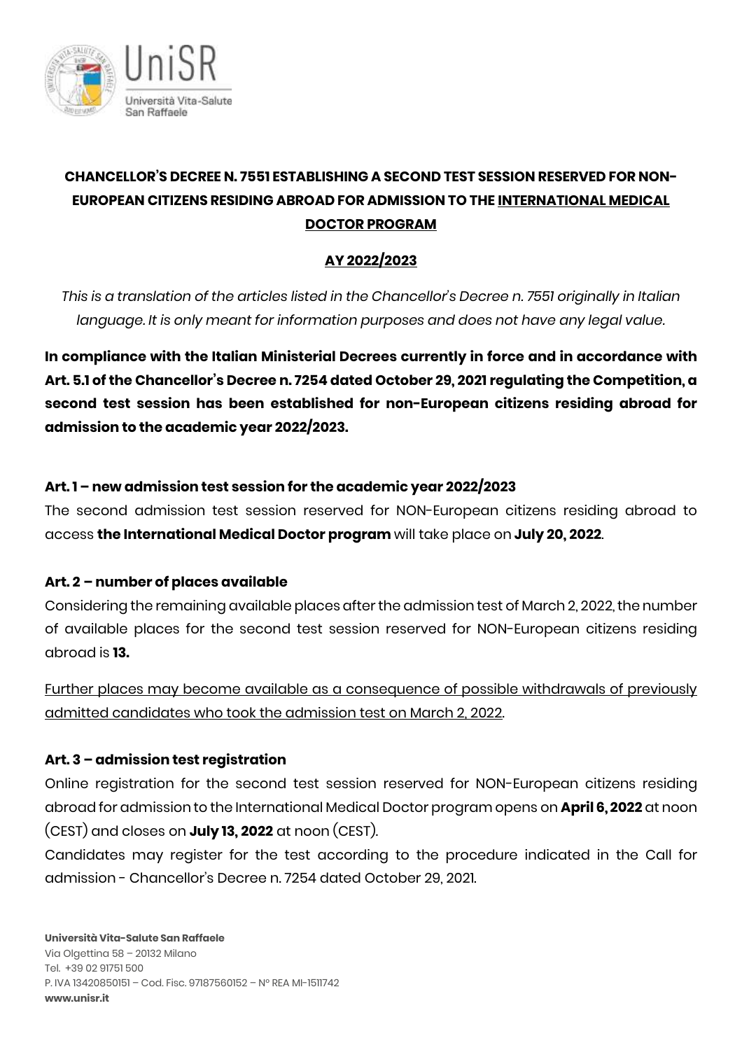# CHANCELLOR'S DECREE N. 7551 ESTABLISHING A SECOND TEST SESSION RESERVED FOR NON-EUROPEAN CITIZENS RESIDING ABROAD FOR ADMISSION TO THE INTERNATIONAL MEDICAL DOCTOR PROGRAM

## AY 2022/2023

*This is a translation of the articles listed in the Chancellor's Decree n. 7551 originally in Italian language. It is only meant for information purposes and does not have any legal value.*

**In compliance with the Italian Ministerial Decrees currently in force and in accordance with Art. 5.1 of the Chancellor's Decree n. 7254 dated October 29, 2021 regulating the Competition, a second test session has been established for non-European citizens residing abroad for admission to the academic year 2022/2023.**

### Art. 1 – new admission test session for the academic year 2022/2023

The second admission test session reserved for NON-European citizens residing abroad to access **the International Medical Doctor program** will take place on **July 20, 2022**.

### Art. 2 – number of places available

Considering the remaining available places after the admission test of March 2, 2022, the number of available places for the second test session reserved for NON-European citizens residing abroad is **13.**

Further places may become available as a consequence of possible withdrawals of previously admitted candidates who took the admission test on March 2, 2022.

### Art. 3 – admission test registration

Online registration for the second test session reserved for NON-European citizens residing abroad for admission to the International Medical Doctor program opens on **April 6, 2022** at noon (CEST) and closes on **July 13, 2022** at noon (CEST).

Candidates may register for the test according to the procedure indicated in the Call for admission - Chancellor's Decree n. 7254 dated October 29, 2021.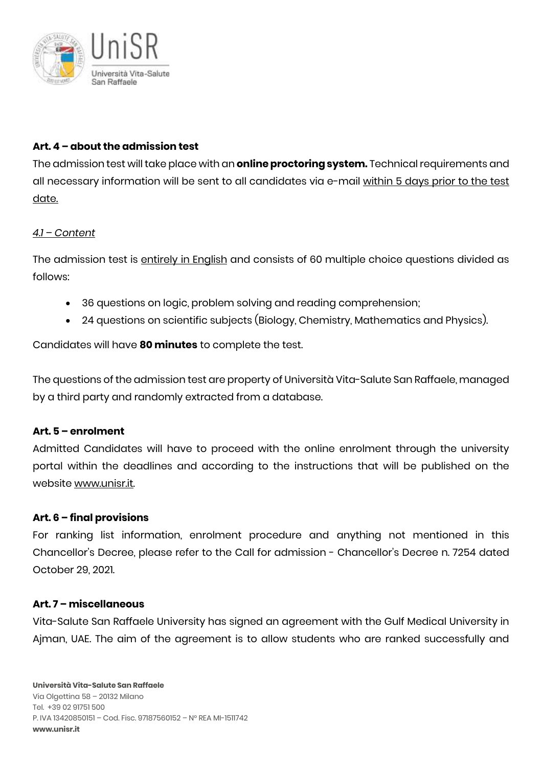### Art. 4 – about the admission test

The admission test will take place with an **online proctoring system.** Technical requirements and all necessary information will be sent to all candidates via e-mail within 5 days prior to the test date.

*4.1 – Content*

The admission test is entirely in English and consists of 60 multiple choice questions divided as follows:

- 36 questions on logic, problem solving and reading comprehension;
- 24 questions on scientific subjects (Biology, Chemistry, Mathematics and Physics).

Candidates will have **80 minutes** to complete the test.

The questions of the admission test are property of Università Vita-Salute San Raffaele, managed by a third party and randomly extracted from a database.

### Art. 5 – enrolment

Admitted Candidates will have to proceed with the online enrolment through the university portal within the deadlines and according to the instructions that will be published on the website www.unisr.it.

### Art. 6 – final provisions

For ranking list information, enrolment procedure and anything not mentioned in this Chancellor's Decree, please refer to the Call for admission - Chancellor's Decree n. 7254 dated October 29, 2021.

### Art. 7 – miscellaneous

Vita-Salute San Raffaele University has signed an agreement with the Gulf Medical University in Ajman, UAE. The aim of the agreement is to allow students who are ranked successfully and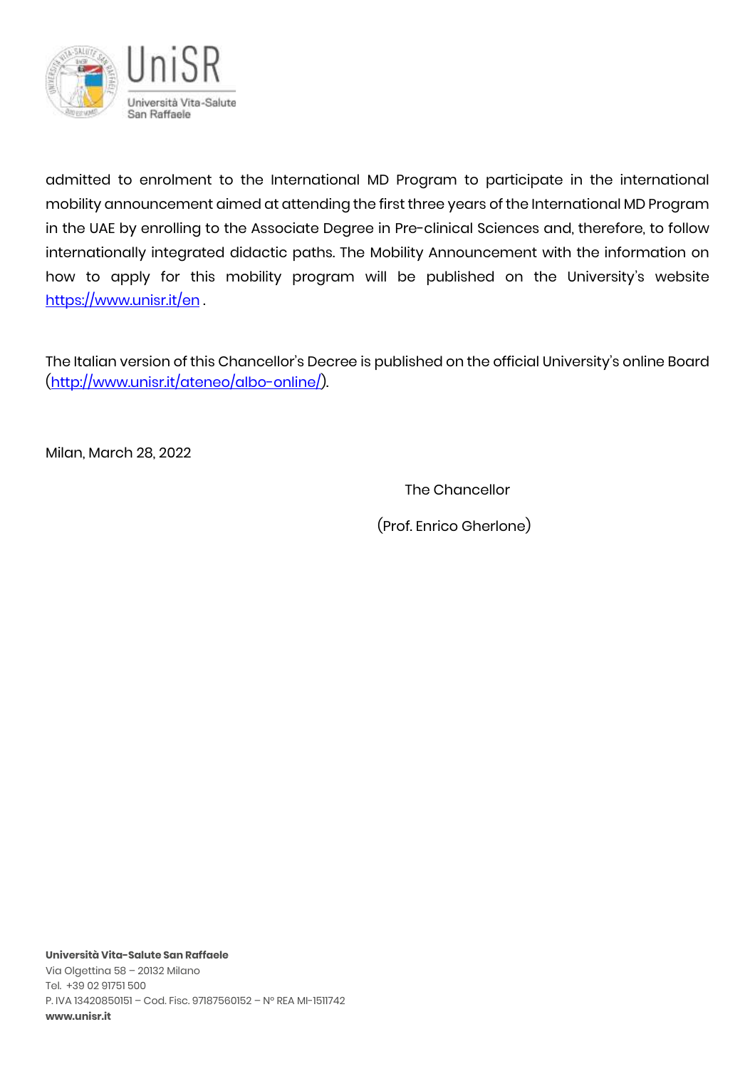admitted to enrolment to the International MD Program to participate in the international mobility announcement aimed at attending the first three years of the International MD Program in the UAE by enrolling to the Associate Degree in Pre-clinical Sciences and, therefore, to follow internationally integrated didactic paths. The Mobility Announcement with the information on how to apply for this mobility program will be published on the University's website [https://www.unisr.it/en](https://www.unisr.it/en) .

The Italian version of this Chancellor's Decree is published on the official University's online Board ([http://www.unisr.it/ateneo/albo-online/](http://www.unisr.it/ateneo/albo-online/)).

Milan, March 28, 2022

The Chancellor

(Prof. Enrico Gherlone)

**Università Vita-Salute San Raffaele**
Via Olgettina 58 – 20132 Milano
Tel. +39 02 91751 500
P. IVA 13420850151 – Cod. Fisc. 97187560152 – N° REA MI-1511742
**www.unisr.it**